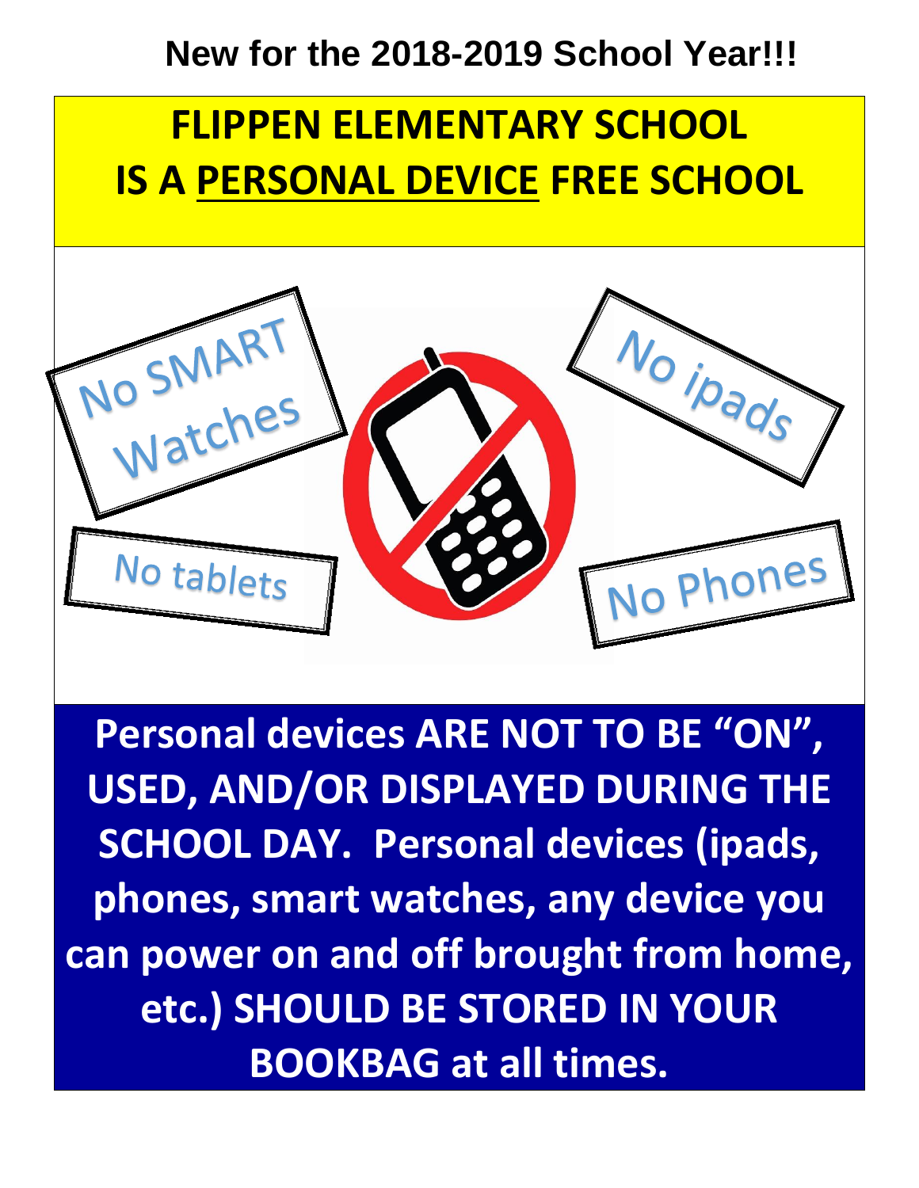**New for the 2018-2019 School Year!!!**

# FLIPPEN ELEMENTARY SCHOOL IS A PERSONAL DEVICE FREE SCHOOL

No SMART Watches

No ipads

No tablets

No Phones

**Personal devices ARE NOT TO BE "ON", USED, AND/OR DISPLAYED DURING THE SCHOOL DAY. Personal devices (ipads, phones, smart watches, any device you can power on and off brought from home, etc.) SHOULD BE STORED IN YOUR BOOKBAG at all times.**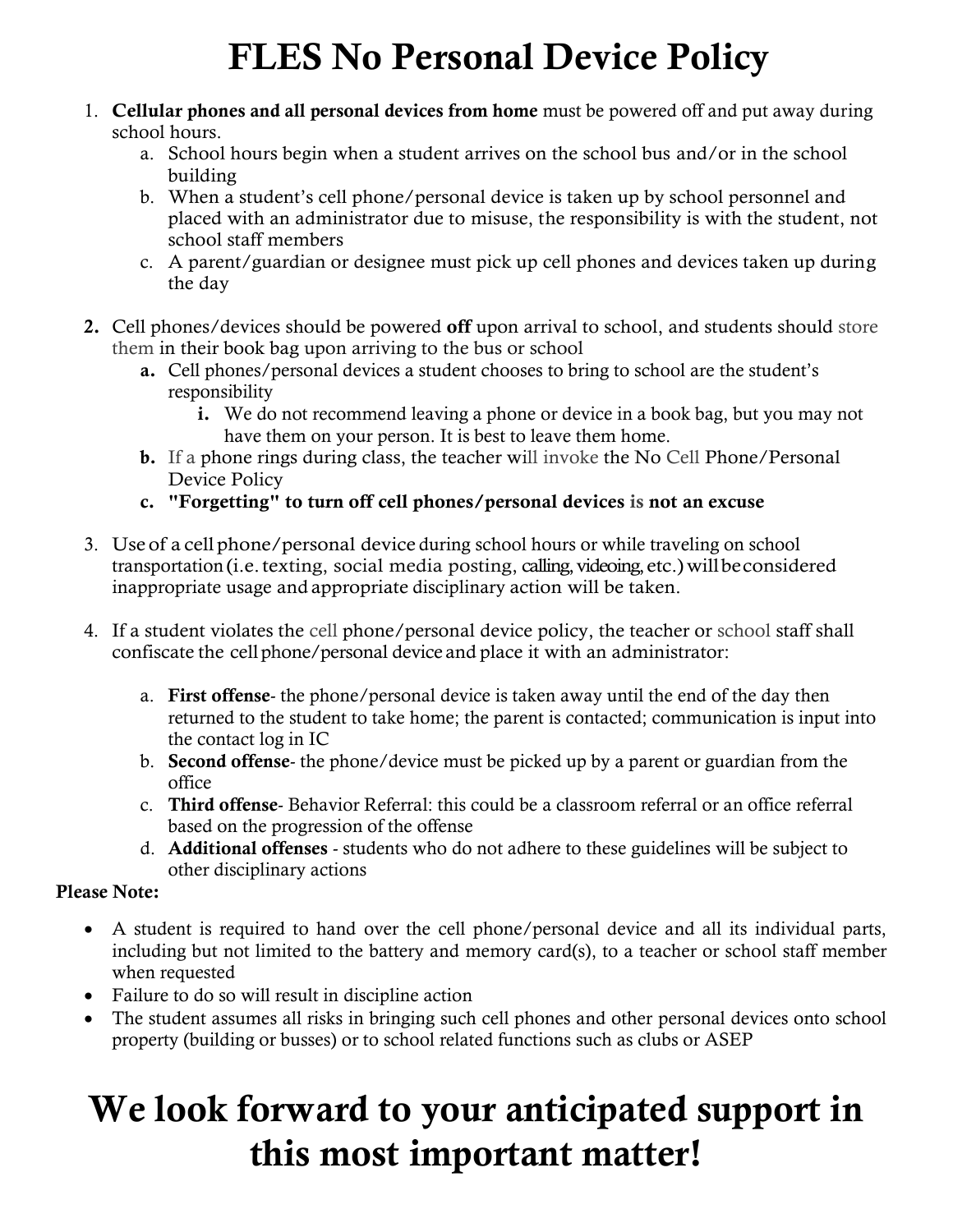# FLES No Personal Device Policy

1. **Cellular phones and all personal devices from home** must be powered off and put away during school hours.
   a. School hours begin when a student arrives on the school bus and/or in the school building
   b. When a student's cell phone/personal device is taken up by school personnel and placed with an administrator due to misuse, the responsibility is with the student, not school staff members
   c. A parent/guardian or designee must pick up cell phones and devices taken up during the day

2. Cell phones/devices should be powered **off** upon arrival to school, and students should store them in their book bag upon arriving to the bus or school
   **a.** Cell phones/personal devices a student chooses to bring to school are the student's responsibility
      **i.** We do not recommend leaving a phone or device in a book bag, but you may not have them on your person. It is best to leave them home.
   **b.** If a phone rings during class, the teacher will invoke the No Cell Phone/Personal Device Policy
   **c. "Forgetting" to turn off cell phones/personal devices is not an excuse**

3. Use of a cell phone/personal device during school hours or while traveling on school transportation (i.e. texting, social media posting, calling, videoing, etc.) will be considered inappropriate usage and appropriate disciplinary action will be taken.

4. If a student violates the cell phone/personal device policy, the teacher or school staff shall confiscate the cell phone/personal device and place it with an administrator:

   a. **First offense**- the phone/personal device is taken away until the end of the day then returned to the student to take home; the parent is contacted; communication is input into the contact log in IC
   b. **Second offense**- the phone/device must be picked up by a parent or guardian from the office
   c. **Third offense**- Behavior Referral: this could be a classroom referral or an office referral based on the progression of the offense
   d. **Additional offenses** - students who do not adhere to these guidelines will be subject to other disciplinary actions

**Please Note:**

- A student is required to hand over the cell phone/personal device and all its individual parts, including but not limited to the battery and memory card(s), to a teacher or school staff member when requested
- Failure to do so will result in discipline action
- The student assumes all risks in bringing such cell phones and other personal devices onto school property (building or busses) or to school related functions such as clubs or ASEP

# We look forward to your anticipated support in this most important matter!